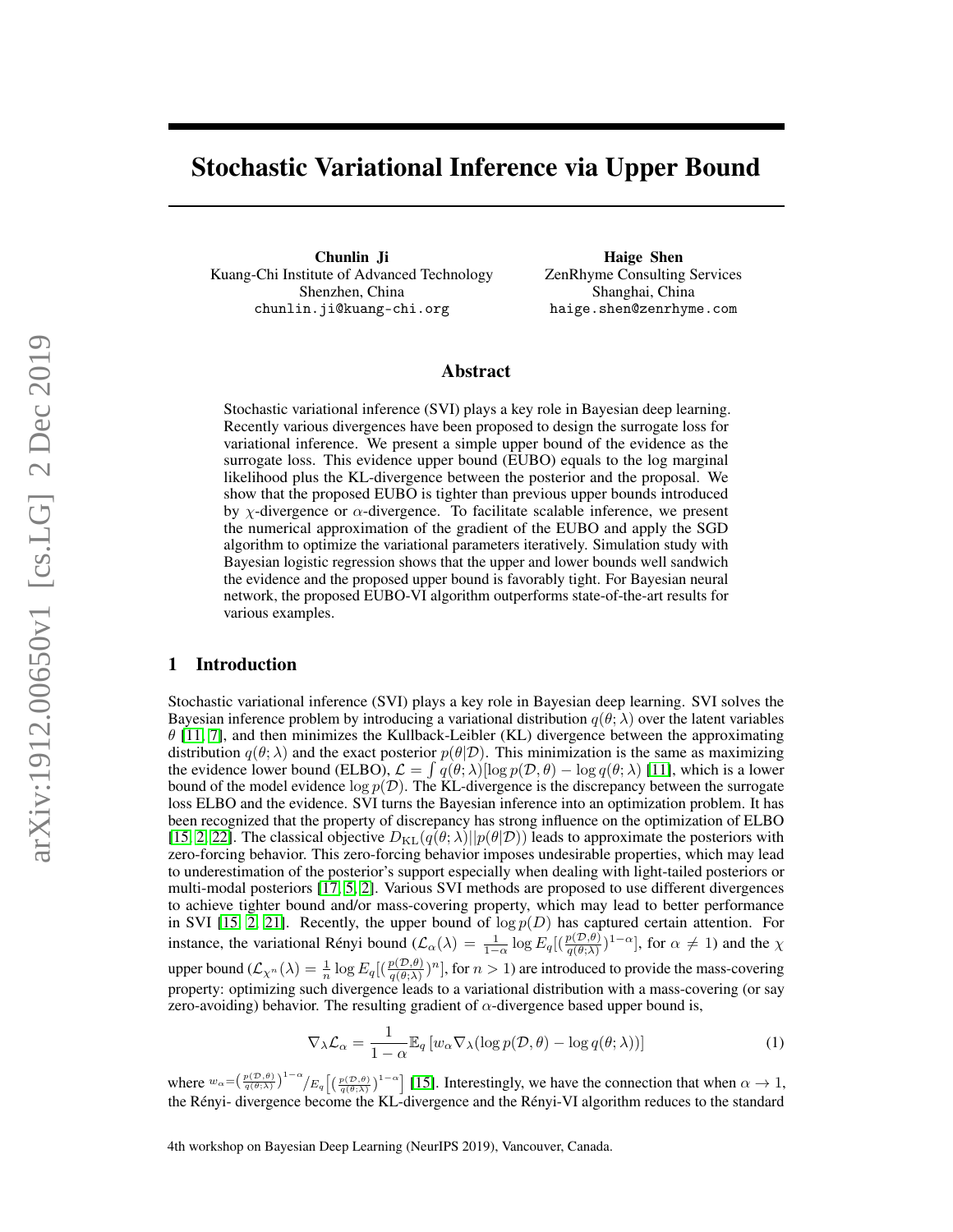# Stochastic Variational Inference via Upper Bound

**Chunlin Ji**
Kuang-Chi Institute of Advanced Technology
Shenzhen, China
`chunlin.ji@kuang-chi.org`

**Haige Shen**
ZenRhyme Consulting Services
Shanghai, China
`haige.shen@zenrhyme.com`

## Abstract

Stochastic variational inference (SVI) plays a key role in Bayesian deep learning. Recently various divergences have been proposed to design the surrogate loss for variational inference. We present a simple upper bound of the evidence as the surrogate loss. This evidence upper bound (EUBO) equals to the log marginal likelihood plus the KL-divergence between the posterior and the proposal. We show that the proposed EUBO is tighter than previous upper bounds introduced by $\chi$-divergence or $\alpha$-divergence. To facilitate scalable inference, we present the numerical approximation of the gradient of the EUBO and apply the SGD algorithm to optimize the variational parameters iteratively. Simulation study with Bayesian logistic regression shows that the upper and lower bounds well sandwich the evidence and the proposed upper bound is favorably tight. For Bayesian neural network, the proposed EUBO-VI algorithm outperforms state-of-the-art results for various examples.

## 1 Introduction

Stochastic variational inference (SVI) plays a key role in Bayesian deep learning. SVI solves the Bayesian inference problem by introducing a variational distribution $q(\theta; \lambda)$ over the latent variables $\theta$ [11, 7], and then minimizes the Kullback-Leibler (KL) divergence between the approximating distribution $q(\theta; \lambda)$ and the exact posterior $p(\theta|\mathcal{D})$. This minimization is the same as maximizing the evidence lower bound (ELBO), $\mathcal{L} = \int q(\theta; \lambda)[\log p(\mathcal{D}, \theta) - \log q(\theta; \lambda)$ [11], which is a lower bound of the model evidence $\log p(\mathcal{D})$. The KL-divergence is the discrepancy between the surrogate loss ELBO and the evidence. SVI turns the Bayesian inference into an optimization problem. It has been recognized that the property of discrepancy has strong influence on the optimization of ELBO [15, 2, 22]. The classical objective $D_{\mathrm{KL}}(q(\theta; \lambda)||p(\theta|\mathcal{D}))$ leads to approximate the posteriors with zero-forcing behavior. This zero-forcing behavior imposes undesirable properties, which may lead to underestimation of the posterior's support especially when dealing with light-tailed posteriors or multi-modal posteriors [17, 5, 2]. Various SVI methods are proposed to use different divergences to achieve tighter bound and/or mass-covering property, which may lead to better performance in SVI [15, 2, 21]. Recently, the upper bound of $\log p(D)$ has captured certain attention. For instance, the variational Rényi bound ($\mathcal{L}_{\alpha}(\lambda) = \frac{1}{1-\alpha} \log E_q[(\frac{p(\mathcal{D},\theta)}{q(\theta;\lambda)})^{1-\alpha}]$, for $\alpha \neq 1$) and the $\chi$ upper bound ($\mathcal{L}_{\chi^n}(\lambda) = \frac{1}{n} \log E_q[(\frac{p(\mathcal{D},\theta)}{q(\theta;\lambda)})^{n}]$, for $n > 1$) are introduced to provide the mass-covering property: optimizing such divergence leads to a variational distribution with a mass-covering (or say zero-avoiding) behavior. The resulting gradient of $\alpha$-divergence based upper bound is,

$$\nabla_{\lambda} \mathcal{L}_{\alpha} = \frac{1}{1-\alpha} \mathbb{E}_q \left[ w_{\alpha} \nabla_{\lambda} (\log p(\mathcal{D}, \theta) - \log q(\theta; \lambda)) \right] \tag{1}$$

where $w_{\alpha} = \left(\frac{p(\mathcal{D},\theta)}{q(\theta;\lambda)}\right)^{1-\alpha} / E_q\left[\left(\frac{p(\mathcal{D},\theta)}{q(\theta;\lambda)}\right)^{1-\alpha}\right]$ [15]. Interestingly, we have the connection that when $\alpha \to 1$, the Rényi- divergence become the KL-divergence and the Rényi-VI algorithm reduces to the standard

4th workshop on Bayesian Deep Learning (NeurIPS 2019), Vancouver, Canada.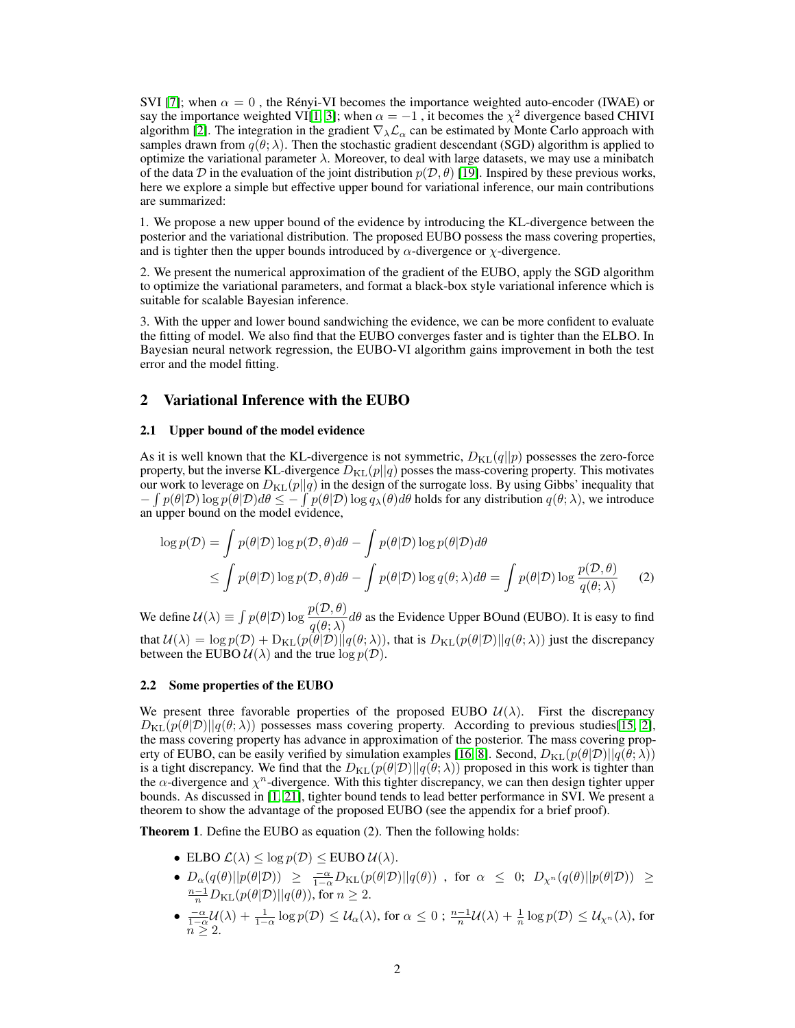SVI [7]; when $\alpha = 0$ , the Rényi-VI becomes the importance weighted auto-encoder (IWAE) or say the importance weighted VI[1, 3]; when $\alpha = -1$ , it becomes the $\chi^2$ divergence based CHIVI algorithm [2]. The integration in the gradient $\nabla_\lambda \mathcal{L}_\alpha$ can be estimated by Monte Carlo approach with samples drawn from $q(\theta; \lambda)$. Then the stochastic gradient descendant (SGD) algorithm is applied to optimize the variational parameter $\lambda$. Moreover, to deal with large datasets, we may use a minibatch of the data $\mathcal{D}$ in the evaluation of the joint distribution $p(\mathcal{D}, \theta)$ [19]. Inspired by these previous works, here we explore a simple but effective upper bound for variational inference, our main contributions are summarized:

1. We propose a new upper bound of the evidence by introducing the KL-divergence between the posterior and the variational distribution. The proposed EUBO possess the mass covering properties, and is tighter then the upper bounds introduced by $\alpha$-divergence or $\chi$-divergence.

2. We present the numerical approximation of the gradient of the EUBO, apply the SGD algorithm to optimize the variational parameters, and format a black-box style variational inference which is suitable for scalable Bayesian inference.

3. With the upper and lower bound sandwiching the evidence, we can be more confident to evaluate the fitting of model. We also find that the EUBO converges faster and is tighter than the ELBO. In Bayesian neural network regression, the EUBO-VI algorithm gains improvement in both the test error and the model fitting.

## 2 Variational Inference with the EUBO

### 2.1 Upper bound of the model evidence

As it is well known that the KL-divergence is not symmetric, $D_{\mathrm{KL}}(q||p)$ possesses the zero-force property, but the inverse KL-divergence $D_{\mathrm{KL}}(p||q)$ posses the mass-covering property. This motivates our work to leverage on $D_{\mathrm{KL}}(p||q)$ in the design of the surrogate loss. By using Gibbs' inequality that $-\int p(\theta|\mathcal{D}) \log p(\theta|\mathcal{D}) d\theta \leq -\int p(\theta|\mathcal{D}) \log q_\lambda(\theta) d\theta$ holds for any distribution $q(\theta; \lambda)$, we introduce an upper bound on the model evidence,

$$
\begin{aligned}
\log p(\mathcal{D}) &= \int p(\theta|\mathcal{D}) \log p(\mathcal{D}, \theta) d\theta - \int p(\theta|\mathcal{D}) \log p(\theta|\mathcal{D}) d\theta \\
&\leq \int p(\theta|\mathcal{D}) \log p(\mathcal{D}, \theta) d\theta - \int p(\theta|\mathcal{D}) \log q(\theta; \lambda) d\theta = \int p(\theta|\mathcal{D}) \log \frac{p(\mathcal{D}, \theta)}{q(\theta; \lambda)} \qquad (2)
\end{aligned}
$$

We define $\mathcal{U}(\lambda) \equiv \int p(\theta|\mathcal{D}) \log \dfrac{p(\mathcal{D}, \theta)}{q(\theta; \lambda)} d\theta$ as the Evidence Upper BOund (EUBO). It is easy to find that $\mathcal{U}(\lambda) = \log p(\mathcal{D}) + \mathrm{D}_{\mathrm{KL}}(p(\theta|\mathcal{D})||q(\theta; \lambda))$, that is $D_{\mathrm{KL}}(p(\theta|\mathcal{D})||q(\theta; \lambda))$ just the discrepancy between the EUBO $\mathcal{U}(\lambda)$ and the true $\log p(\mathcal{D})$.

### 2.2 Some properties of the EUBO

We present three favorable properties of the proposed EUBO $\mathcal{U}(\lambda)$. First the discrepancy $D_{\mathrm{KL}}(p(\theta|\mathcal{D})||q(\theta; \lambda))$ possesses mass covering property. According to previous studies[15, 2], the mass covering property has advance in approximation of the posterior. The mass covering property of EUBO, can be easily verified by simulation examples [16, 8]. Second, $D_{\mathrm{KL}}(p(\theta|\mathcal{D})||q(\theta; \lambda))$ is a tight discrepancy. We find that the $D_{\mathrm{KL}}(p(\theta|\mathcal{D})||q(\theta; \lambda))$ proposed in this work is tighter than the $\alpha$-divergence and $\chi^n$-divergence. With this tighter discrepancy, we can then design tighter upper bounds. As discussed in [1, 21], tighter bound tends to lead better performance in SVI. We present a theorem to show the advantage of the proposed EUBO (see the appendix for a brief proof).

**Theorem 1**. Define the EUBO as equation (2). Then the following holds:

- ELBO $\mathcal{L}(\lambda) \leq \log p(\mathcal{D}) \leq$ EUBO $\mathcal{U}(\lambda)$.
- $D_\alpha(q(\theta)||p(\theta|\mathcal{D})) \geq \frac{-\alpha}{1-\alpha} D_{\mathrm{KL}}(p(\theta|\mathcal{D})||q(\theta))$ , for $\alpha \leq 0$; $D_{\chi^n}(q(\theta)||p(\theta|\mathcal{D})) \geq \frac{n-1}{n} D_{\mathrm{KL}}(p(\theta|\mathcal{D})||q(\theta))$, for $n \geq 2$.
- $\frac{-\alpha}{1-\alpha}\mathcal{U}(\lambda) + \frac{1}{1-\alpha}\log p(\mathcal{D}) \leq \mathcal{U}_\alpha(\lambda)$, for $\alpha \leq 0$ ; $\frac{n-1}{n}\mathcal{U}(\lambda) + \frac{1}{n}\log p(\mathcal{D}) \leq \mathcal{U}_{\chi^n}(\lambda)$, for $n \geq 2$.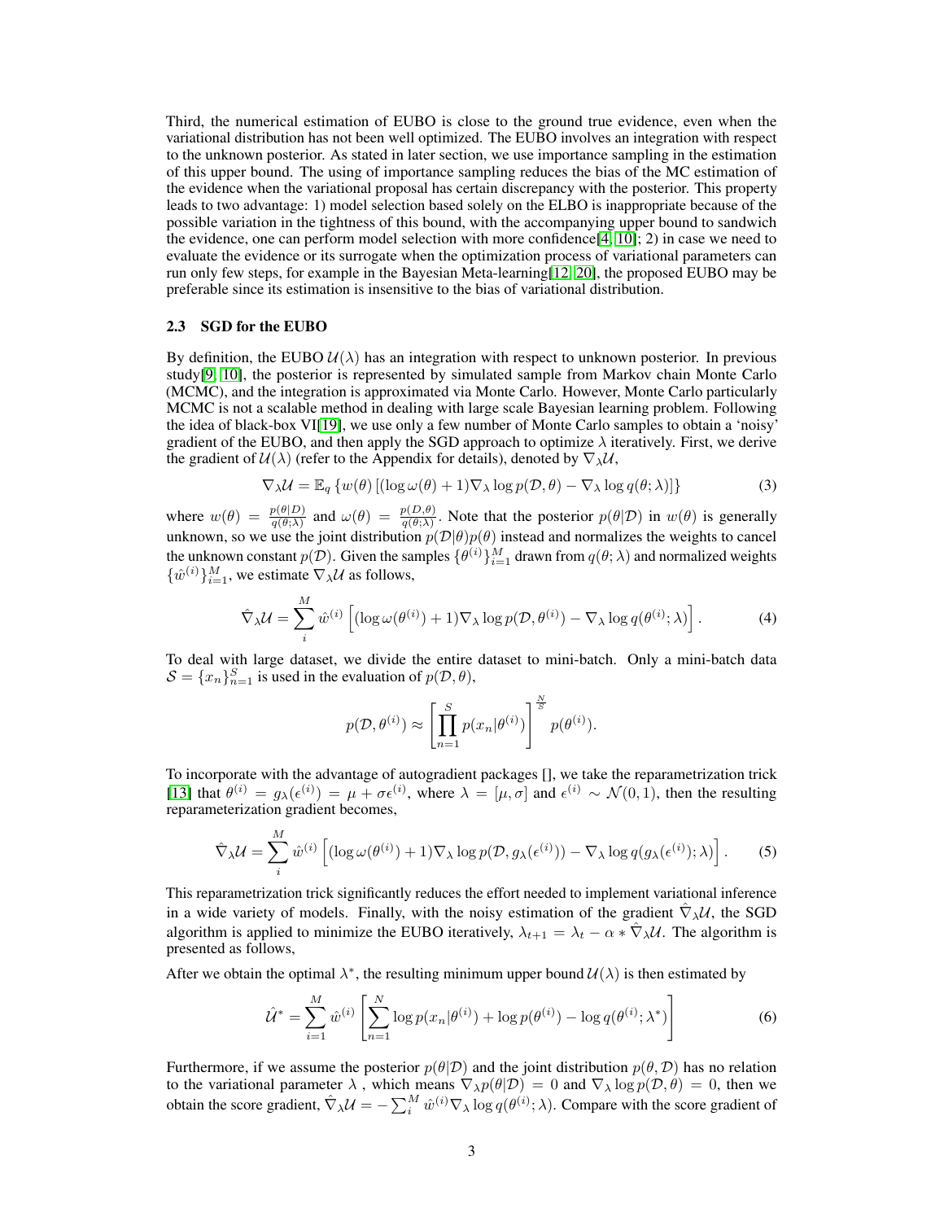Third, the numerical estimation of EUBO is close to the ground true evidence, even when the variational distribution has not been well optimized. The EUBO involves an integration with respect to the unknown posterior. As stated in later section, we use importance sampling in the estimation of this upper bound. The using of importance sampling reduces the bias of the MC estimation of the evidence when the variational proposal has certain discrepancy with the posterior. This property leads to two advantage: 1) model selection based solely on the ELBO is inappropriate because of the possible variation in the tightness of this bound, with the accompanying upper bound to sandwich the evidence, one can perform model selection with more confidence[4, 10]; 2) in case we need to evaluate the evidence or its surrogate when the optimization process of variational parameters can run only few steps, for example in the Bayesian Meta-learning[12, 20], the proposed EUBO may be preferable since its estimation is insensitive to the bias of variational distribution.

### 2.3 SGD for the EUBO

By definition, the EUBO $\mathcal{U}(\lambda)$ has an integration with respect to unknown posterior. In previous study[9, 10], the posterior is represented by simulated sample from Markov chain Monte Carlo (MCMC), and the integration is approximated via Monte Carlo. However, Monte Carlo particularly MCMC is not a scalable method in dealing with large scale Bayesian learning problem. Following the idea of black-box VI[19], we use only a few number of Monte Carlo samples to obtain a 'noisy' gradient of the EUBO, and then apply the SGD approach to optimize $\lambda$ iteratively. First, we derive the gradient of $\mathcal{U}(\lambda)$ (refer to the Appendix for details), denoted by $\nabla_\lambda \mathcal{U}$,

$$\nabla_\lambda \mathcal{U} = \mathbb{E}_q \left\{ w(\theta) \left[ (\log \omega(\theta) + 1) \nabla_\lambda \log p(\mathcal{D}, \theta) - \nabla_\lambda \log q(\theta; \lambda) \right] \right\} \tag{3}$$

where $w(\theta) = \frac{p(\theta|D)}{q(\theta;\lambda)}$ and $\omega(\theta) = \frac{p(D,\theta)}{q(\theta;\lambda)}$. Note that the posterior $p(\theta|\mathcal{D})$ in $w(\theta)$ is generally unknown, so we use the joint distribution $p(\mathcal{D}|\theta)p(\theta)$ instead and normalizes the weights to cancel the unknown constant $p(\mathcal{D})$. Given the samples $\{\theta^{(i)}\}_{i=1}^M$ drawn from $q(\theta; \lambda)$ and normalized weights $\{\hat{w}^{(i)}\}_{i=1}^M$, we estimate $\nabla_\lambda \mathcal{U}$ as follows,

$$\hat{\nabla}_\lambda \mathcal{U} = \sum_i^M \hat{w}^{(i)} \left[ (\log \omega(\theta^{(i)}) + 1) \nabla_\lambda \log p(\mathcal{D}, \theta^{(i)}) - \nabla_\lambda \log q(\theta^{(i)}; \lambda) \right]. \tag{4}$$

To deal with large dataset, we divide the entire dataset to mini-batch. Only a mini-batch data $\mathcal{S} = \{x_n\}_{n=1}^S$ is used in the evaluation of $p(\mathcal{D}, \theta)$,

$$p(\mathcal{D}, \theta^{(i)}) \approx \left[ \prod_{n=1}^S p(x_n|\theta^{(i)}) \right]^{\frac{N}{S}} p(\theta^{(i)}).$$

To incorporate with the advantage of autogradient packages [], we take the reparametrization trick [13] that $\theta^{(i)} = g_\lambda(\epsilon^{(i)}) = \mu + \sigma\epsilon^{(i)}$, where $\lambda = [\mu, \sigma]$ and $\epsilon^{(i)} \sim \mathcal{N}(0, 1)$, then the resulting reparameterization gradient becomes,

$$\hat{\nabla}_\lambda \mathcal{U} = \sum_i^M \hat{w}^{(i)} \left[ (\log \omega(\theta^{(i)}) + 1) \nabla_\lambda \log p(\mathcal{D}, g_\lambda(\epsilon^{(i)})) - \nabla_\lambda \log q(g_\lambda(\epsilon^{(i)}); \lambda) \right]. \tag{5}$$

This reparametrization trick significantly reduces the effort needed to implement variational inference in a wide variety of models. Finally, with the noisy estimation of the gradient $\hat{\nabla}_\lambda \mathcal{U}$, the SGD algorithm is applied to minimize the EUBO iteratively, $\lambda_{t+1} = \lambda_t - \alpha * \hat{\nabla}_\lambda \mathcal{U}$. The algorithm is presented as follows,

After we obtain the optimal $\lambda^*$, the resulting minimum upper bound $\mathcal{U}(\lambda)$ is then estimated by

$$\hat{\mathcal{U}}^* = \sum_{i=1}^M \hat{w}^{(i)} \left[ \sum_{n=1}^N \log p(x_n|\theta^{(i)}) + \log p(\theta^{(i)}) - \log q(\theta^{(i)}; \lambda^*) \right] \tag{6}$$

Furthermore, if we assume the posterior $p(\theta|\mathcal{D})$ and the joint distribution $p(\theta, \mathcal{D})$ has no relation to the variational parameter $\lambda$ , which means $\nabla_\lambda p(\theta|\mathcal{D}) = 0$ and $\nabla_\lambda \log p(\mathcal{D}, \theta) = 0$, then we obtain the score gradient, $\hat{\nabla}_\lambda \mathcal{U} = -\sum_i^M \hat{w}^{(i)} \nabla_\lambda \log q(\theta^{(i)}; \lambda)$. Compare with the score gradient of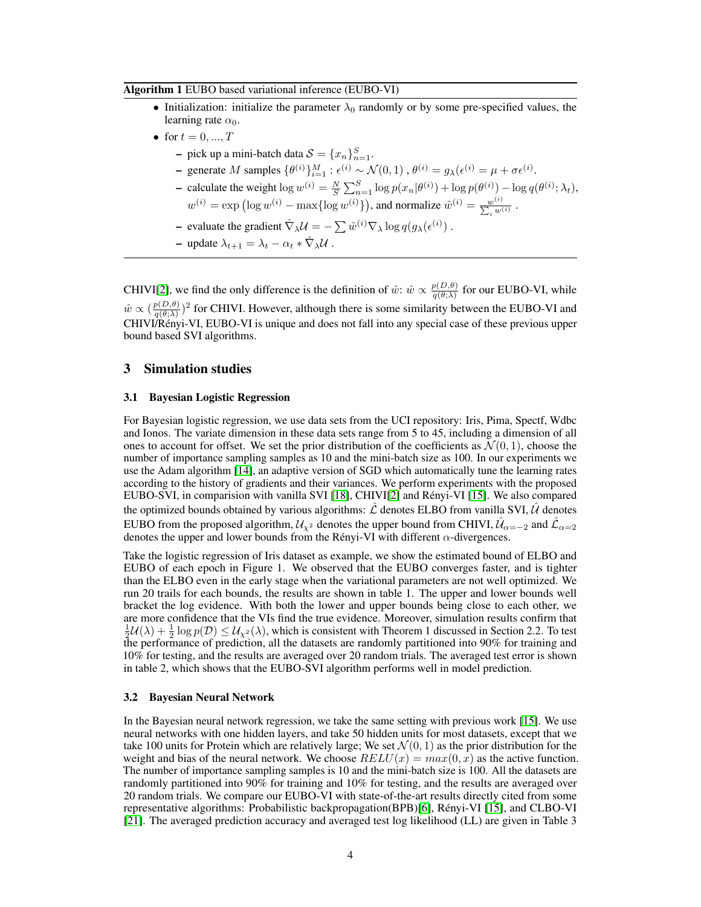**Algorithm 1** EUBO based variational inference (EUBO-VI)

- Initialization: initialize the parameter $\lambda_0$ randomly or by some pre-specified values, the learning rate $\alpha_0$.
- for $t = 0, ..., T$
  - pick up a mini-batch data $\mathcal{S} = \{x_n\}_{n=1}^S$.
  - generate $M$ samples $\{\theta^{(i)}\}_{i=1}^M : \epsilon^{(i)} \sim \mathcal{N}(0, 1)$ , $\theta^{(i)} = g_\lambda(\epsilon^{(i)} = \mu + \sigma\epsilon^{(i)}$.
  - calculate the weight $\log w^{(i)} = \frac{N}{S}\sum_{n=1}^S \log p(x_n|\theta^{(i)}) + \log p(\theta^{(i)}) - \log q(\theta^{(i)}; \lambda_t)$, $w^{(i)} = \exp\left(\log w^{(i)} - \max\{\log w^{(i)}\}\right)$, and normalize $\hat{w}^{(i)} = \frac{w^{(i)}}{\sum_i w^{(i)}}$ .
  - evaluate the gradient $\hat{\nabla}_\lambda \mathcal{U} = -\sum \hat{w}^{(i)} \nabla_\lambda \log q(g_\lambda(\epsilon^{(i)})$ .
  - update $\lambda_{t+1} = \lambda_t - \alpha_t * \hat{\nabla}_\lambda \mathcal{U}$ .

CHIVI[2], we find the only difference is the definition of $\hat{w}$: $\hat{w} \propto \frac{p(D,\theta)}{q(\theta;\lambda)}$ for our EUBO-VI, while $\hat{w} \propto (\frac{p(D,\theta)}{q(\theta;\lambda)})^2$ for CHIVI. However, although there is some similarity between the EUBO-VI and CHIVI/Rényi-VI, EUBO-VI is unique and does not fall into any special case of these previous upper bound based SVI algorithms.

## 3 Simulation studies

### 3.1 Bayesian Logistic Regression

For Bayesian logistic regression, we use data sets from the UCI repository: Iris, Pima, Spectf, Wdbc and Ionos. The variate dimension in these data sets range from 5 to 45, including a dimension of all ones to account for offset. We set the prior distribution of the coefficients as $\mathcal{N}(0, 1)$, choose the number of importance sampling samples as 10 and the mini-batch size as 100. In our experiments we use the Adam algorithm [14], an adaptive version of SGD which automatically tune the learning rates according to the history of gradients and their variances. We perform experiments with the proposed EUBO-SVI, in comparision with vanilla SVI [18], CHIVI[2] and Rényi-VI [15]. We also compared the optimized bounds obtained by various algorithms: $\hat{\mathcal{L}}$ denotes ELBO from vanilla SVI, $\hat{\mathcal{U}}$ denotes EUBO from the proposed algorithm, $\mathcal{U}_{\chi^2}$ denotes the upper bound from CHIVI, $\hat{\mathcal{U}}_{\alpha=-2}$ and $\hat{\mathcal{L}}_{\alpha=2}$ denotes the upper and lower bounds from the Rényi-VI with different $\alpha$-divergences.

Take the logistic regression of Iris dataset as example, we show the estimated bound of ELBO and EUBO of each epoch in Figure 1. We observed that the EUBO converges faster, and is tighter than the ELBO even in the early stage when the variational parameters are not well optimized. We run 20 trails for each bounds, the results are shown in table 1. The upper and lower bounds well bracket the log evidence. With both the lower and upper bounds being close to each other, we are more confidence that the VIs find the true evidence. Moreover, simulation results confirm that $\frac{1}{2}\mathcal{U}(\lambda) + \frac{1}{2}\log p(\mathcal{D}) \leq \mathcal{U}_{\chi^2}(\lambda)$, which is consistent with Theorem 1 discussed in Section 2.2. To test the performance of prediction, all the datasets are randomly partitioned into 90% for training and 10% for testing, and the results are averaged over 20 random trials. The averaged test error is shown in table 2, which shows that the EUBO-SVI algorithm performs well in model prediction.

### 3.2 Bayesian Neural Network

In the Bayesian neural network regression, we take the same setting with previous work [15]. We use neural networks with one hidden layers, and take 50 hidden units for most datasets, except that we take 100 units for Protein which are relatively large; We set $\mathcal{N}(0, 1)$ as the prior distribution for the weight and bias of the neural network. We choose $RELU(x) = max(0, x)$ as the active function. The number of importance sampling samples is 10 and the mini-batch size is 100. All the datasets are randomly partitioned into 90% for training and 10% for testing, and the results are averaged over 20 random trials. We compare our EUBO-VI with state-of-the-art results directly cited from some representative algorithms: Probabilistic backpropagation(BPB)[6], Rényi-VI [15], and CLBO-VI [21]. The averaged prediction accuracy and averaged test log likelihood (LL) are given in Table 3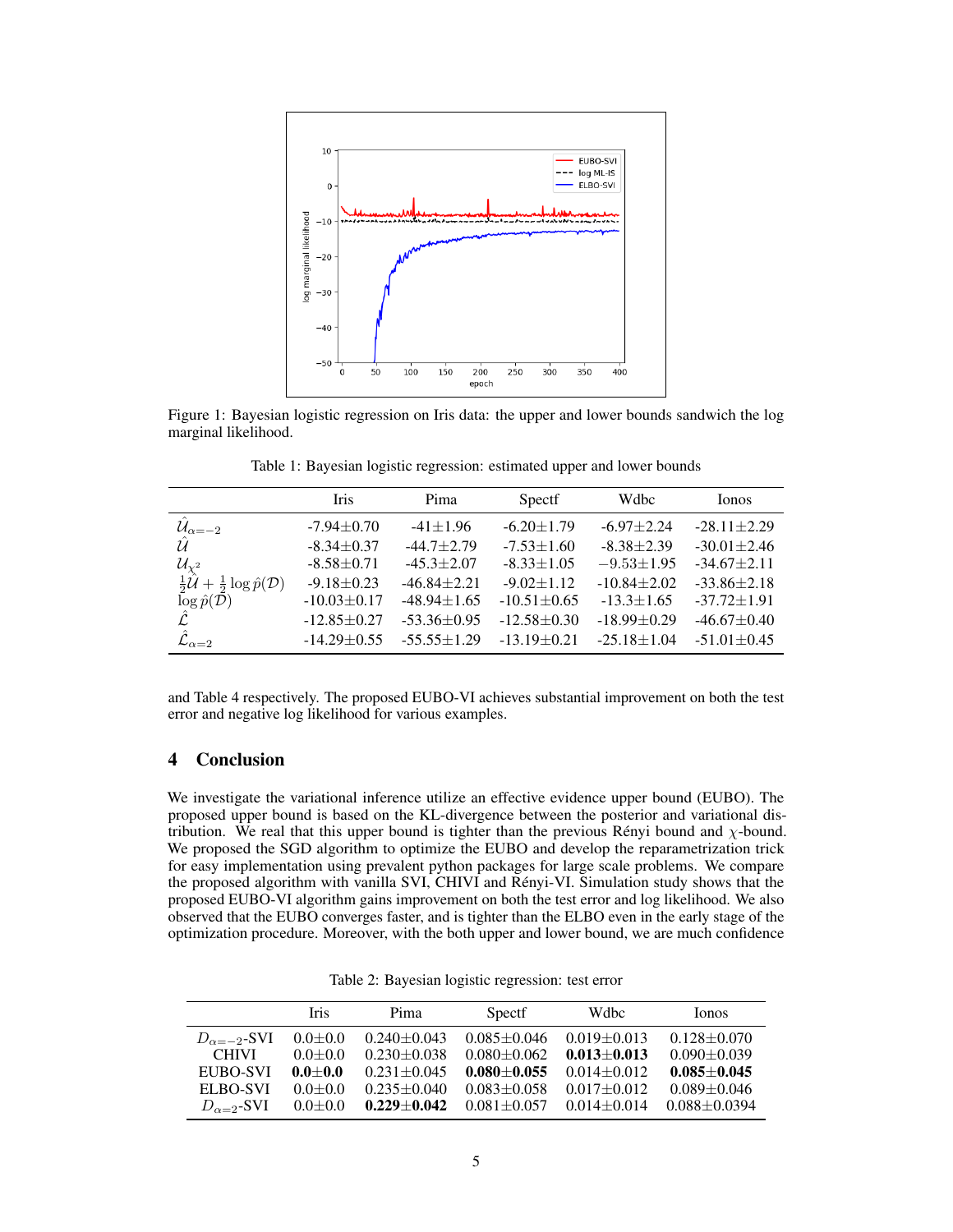Figure 1: Bayesian logistic regression on Iris data: the upper and lower bounds sandwich the log marginal likelihood.

Table 1: Bayesian logistic regression: estimated upper and lower bounds

| | Iris | Pima | Spectf | Wdbc | Ionos |
|---|---|---|---|---|---|
| $\hat{\mathcal{U}}_{\alpha=-2}$ | -7.94±0.70 | -41±1.96 | -6.20±1.79 | -6.97±2.24 | -28.11±2.29 |
| $\hat{\mathcal{U}}$ | -8.34±0.37 | -44.7±2.79 | -7.53±1.60 | -8.38±2.39 | -30.01±2.46 |
| $\mathcal{U}_{\chi^2}$ | -8.58±0.71 | -45.3±2.07 | -8.33±1.05 | $-9.53\pm1.95$ | -34.67±2.11 |
| $\frac{1}{2}\hat{\mathcal{U}} + \frac{1}{2}\log \hat{p}(\mathcal{D})$ | -9.18±0.23 | -46.84±2.21 | -9.02±1.12 | -10.84±2.02 | -33.86±2.18 |
| $\log \hat{p}(\mathcal{D})$ | -10.03±0.17 | -48.94±1.65 | -10.51±0.65 | -13.3±1.65 | -37.72±1.91 |
| $\hat{\mathcal{L}}$ | -12.85±0.27 | -53.36±0.95 | -12.58±0.30 | -18.99±0.29 | -46.67±0.40 |
| $\hat{\mathcal{L}}_{\alpha=2}$ | -14.29±0.55 | -55.55±1.29 | -13.19±0.21 | -25.18±1.04 | -51.01±0.45 |

and Table 4 respectively. The proposed EUBO-VI achieves substantial improvement on both the test error and negative log likelihood for various examples.

## 4 Conclusion

We investigate the variational inference utilize an effective evidence upper bound (EUBO). The proposed upper bound is based on the KL-divergence between the posterior and variational distribution. We real that this upper bound is tighter than the previous Rényi bound and $\chi$-bound. We proposed the SGD algorithm to optimize the EUBO and develop the reparametrization trick for easy implementation using prevalent python packages for large scale problems. We compare the proposed algorithm with vanilla SVI, CHIVI and Rényi-VI. Simulation study shows that the proposed EUBO-VI algorithm gains improvement on both the test error and log likelihood. We also observed that the EUBO converges faster, and is tighter than the ELBO even in the early stage of the optimization procedure. Moreover, with the both upper and lower bound, we are much confidence

Table 2: Bayesian logistic regression: test error

| | Iris | Pima | Spectf | Wdbc | Ionos |
|---|---|---|---|---|---|
| $D_{\alpha=-2}$-SVI | 0.0±0.0 | 0.240±0.043 | 0.085±0.046 | 0.019±0.013 | 0.128±0.070 |
| CHIVI | 0.0±0.0 | 0.230±0.038 | 0.080±0.062 | **0.013±0.013** | 0.090±0.039 |
| EUBO-SVI | **0.0±0.0** | 0.231±0.045 | **0.080±0.055** | 0.014±0.012 | **0.085±0.045** |
| ELBO-SVI | 0.0±0.0 | 0.235±0.040 | 0.083±0.058 | 0.017±0.012 | 0.089±0.046 |
| $D_{\alpha=2}$-SVI | 0.0±0.0 | **0.229±0.042** | 0.081±0.057 | 0.014±0.014 | 0.088±0.0394 |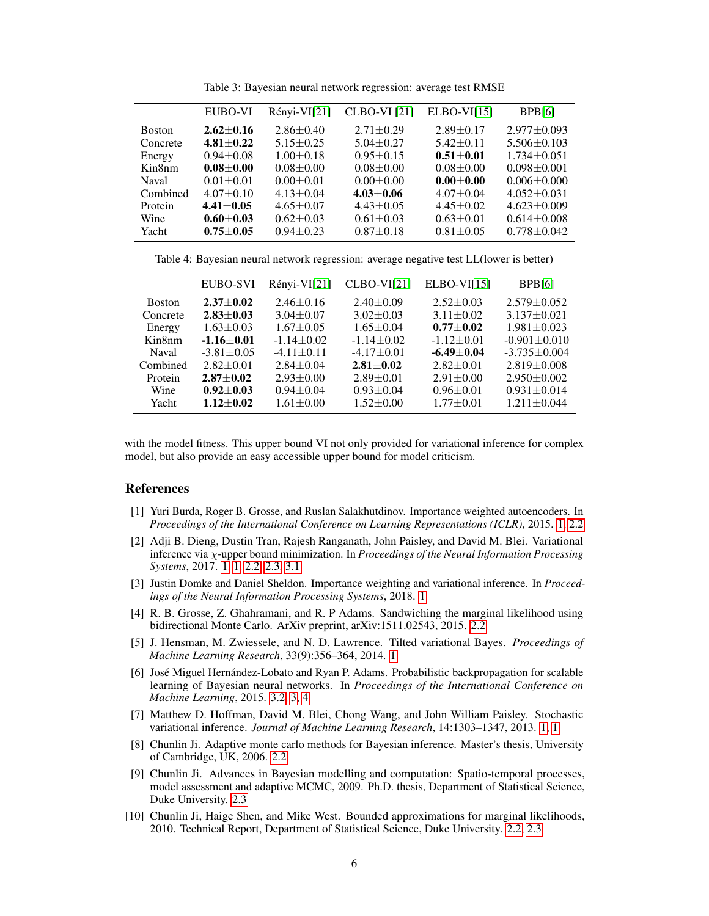Table 3: Bayesian neural network regression: average test RMSE

| | EUBO-VI | Rényi-VI[21] | CLBO-VI [21] | ELBO-VI[15] | BPB[6] |
|---|---|---|---|---|---|
| Boston | **2.62±0.16** | 2.86±0.40 | 2.71±0.29 | 2.89±0.17 | 2.977±0.093 |
| Concrete | **4.81±0.22** | 5.15±0.25 | 5.04±0.27 | 5.42±0.11 | 5.506±0.103 |
| Energy | 0.94±0.08 | 1.00±0.18 | 0.95±0.15 | **0.51±0.01** | 1.734±0.051 |
| Kin8nm | **0.08±0.00** | 0.08±0.00 | 0.08±0.00 | 0.08±0.00 | 0.098±0.001 |
| Naval | 0.01±0.01 | 0.00±0.01 | 0.00±0.00 | **0.00±0.00** | 0.006±0.000 |
| Combined | 4.07±0.10 | 4.13±0.04 | **4.03±0.06** | 4.07±0.04 | 4.052±0.031 |
| Protein | **4.41±0.05** | 4.65±0.07 | 4.43±0.05 | 4.45±0.02 | 4.623±0.009 |
| Wine | **0.60±0.03** | 0.62±0.03 | 0.61±0.03 | 0.63±0.01 | 0.614±0.008 |
| Yacht | **0.75±0.05** | 0.94±0.23 | 0.87±0.18 | 0.81±0.05 | 0.778±0.042 |

Table 4: Bayesian neural network regression: average negative test LL(lower is better)

| | EUBO-SVI | Rényi-VI[21] | CLBO-VI[21] | ELBO-VI[15] | BPB[6] |
|---|---|---|---|---|---|
| Boston | **2.37±0.02** | 2.46±0.16 | 2.40±0.09 | 2.52±0.03 | 2.579±0.052 |
| Concrete | **2.83±0.03** | 3.04±0.07 | 3.02±0.03 | 3.11±0.02 | 3.137±0.021 |
| Energy | 1.63±0.03 | 1.67±0.05 | 1.65±0.04 | **0.77±0.02** | 1.981±0.023 |
| Kin8nm | **-1.16±0.01** | -1.14±0.02 | -1.14±0.02 | -1.12±0.01 | -0.901±0.010 |
| Naval | -3.81±0.05 | -4.11±0.11 | -4.17±0.01 | **-6.49±0.04** | -3.735±0.004 |
| Combined | 2.82±0.01 | 2.84±0.04 | **2.81±0.02** | 2.82±0.01 | 2.819±0.008 |
| Protein | **2.87±0.02** | 2.93±0.00 | 2.89±0.01 | 2.91±0.00 | 2.950±0.002 |
| Wine | **0.92±0.03** | 0.94±0.04 | 0.93±0.04 | 0.96±0.01 | 0.931±0.014 |
| Yacht | **1.12±0.02** | 1.61±0.00 | 1.52±0.00 | 1.77±0.01 | 1.211±0.044 |

with the model fitness. This upper bound VI not only provided for variational inference for complex model, but also provide an easy accessible upper bound for model criticism.

## References

[1] Yuri Burda, Roger B. Grosse, and Ruslan Salakhutdinov. Importance weighted autoencoders. In *Proceedings of the International Conference on Learning Representations (ICLR)*, 2015. 1, 2.2

[2] Adji B. Dieng, Dustin Tran, Rajesh Ranganath, John Paisley, and David M. Blei. Variational inference via $\chi$-upper bound minimization. In *Proceedings of the Neural Information Processing Systems*, 2017. 1, 1, 2.2, 2.3, 3.1

[3] Justin Domke and Daniel Sheldon. Importance weighting and variational inference. In *Proceedings of the Neural Information Processing Systems*, 2018. 1

[4] R. B. Grosse, Z. Ghahramani, and R. P Adams. Sandwiching the marginal likelihood using bidirectional Monte Carlo. ArXiv preprint, arXiv:1511.02543, 2015. 2.2

[5] J. Hensman, M. Zwiessele, and N. D. Lawrence. Tilted variational Bayes. *Proceedings of Machine Learning Research*, 33(9):356–364, 2014. 1

[6] José Miguel Hernández-Lobato and Ryan P. Adams. Probabilistic backpropagation for scalable learning of Bayesian neural networks. In *Proceedings of the International Conference on Machine Learning*, 2015. 3.2, 3, 4

[7] Matthew D. Hoffman, David M. Blei, Chong Wang, and John William Paisley. Stochastic variational inference. *Journal of Machine Learning Research*, 14:1303–1347, 2013. 1, 1

[8] Chunlin Ji. Adaptive monte carlo methods for Bayesian inference. Master's thesis, University of Cambridge, UK, 2006. 2.2

[9] Chunlin Ji. Advances in Bayesian modelling and computation: Spatio-temporal processes, model assessment and adaptive MCMC, 2009. Ph.D. thesis, Department of Statistical Science, Duke University. 2.3

[10] Chunlin Ji, Haige Shen, and Mike West. Bounded approximations for marginal likelihoods, 2010. Technical Report, Department of Statistical Science, Duke University. 2.2, 2.3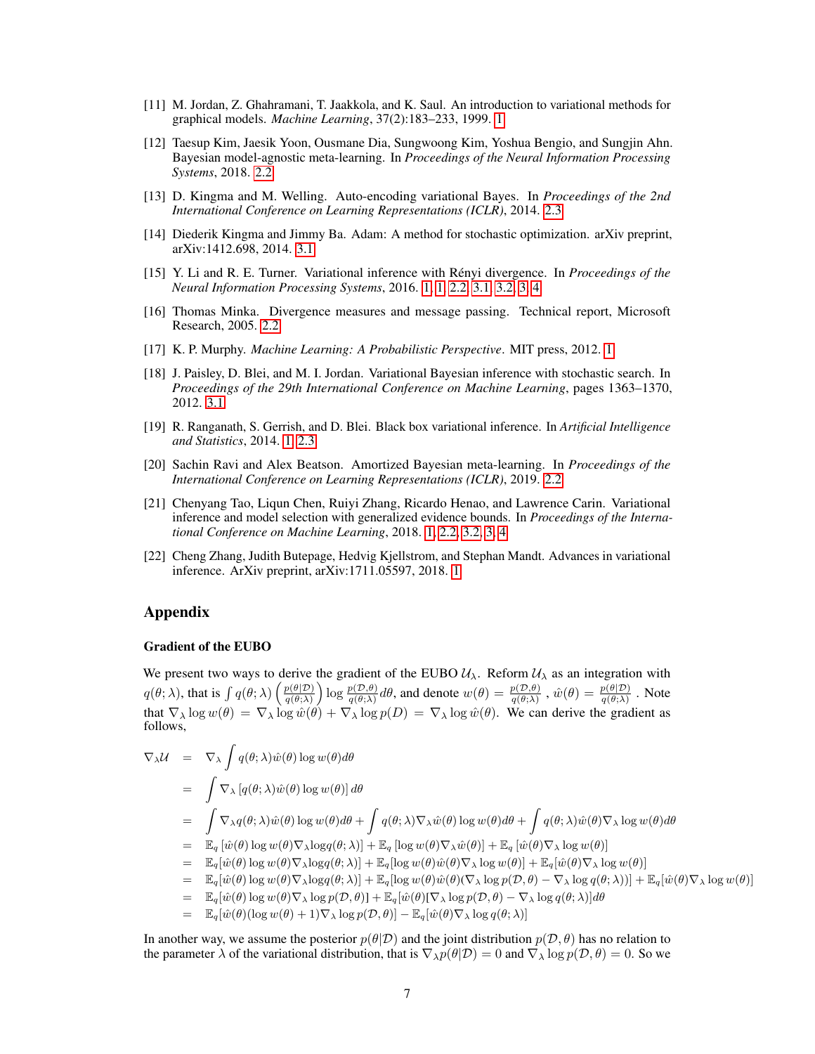[11] M. Jordan, Z. Ghahramani, T. Jaakkola, and K. Saul. An introduction to variational methods for graphical models. *Machine Learning*, 37(2):183–233, 1999. 1

[12] Taesup Kim, Jaesik Yoon, Ousmane Dia, Sungwoong Kim, Yoshua Bengio, and Sungjin Ahn. Bayesian model-agnostic meta-learning. In *Proceedings of the Neural Information Processing Systems*, 2018. 2.2

[13] D. Kingma and M. Welling. Auto-encoding variational Bayes. In *Proceedings of the 2nd International Conference on Learning Representations (ICLR)*, 2014. 2.3

[14] Diederik Kingma and Jimmy Ba. Adam: A method for stochastic optimization. arXiv preprint, arXiv:1412.698, 2014. 3.1

[15] Y. Li and R. E. Turner. Variational inference with Rényi divergence. In *Proceedings of the Neural Information Processing Systems*, 2016. 1, 1, 2.2, 3.1, 3.2, 3, 4

[16] Thomas Minka. Divergence measures and message passing. Technical report, Microsoft Research, 2005. 2.2

[17] K. P. Murphy. *Machine Learning: A Probabilistic Perspective*. MIT press, 2012. 1

[18] J. Paisley, D. Blei, and M. I. Jordan. Variational Bayesian inference with stochastic search. In *Proceedings of the 29th International Conference on Machine Learning*, pages 1363–1370, 2012. 3.1

[19] R. Ranganath, S. Gerrish, and D. Blei. Black box variational inference. In *Artificial Intelligence and Statistics*, 2014. 1, 2.3

[20] Sachin Ravi and Alex Beatson. Amortized Bayesian meta-learning. In *Proceedings of the International Conference on Learning Representations (ICLR)*, 2019. 2.2

[21] Chenyang Tao, Liqun Chen, Ruiyi Zhang, Ricardo Henao, and Lawrence Carin. Variational inference and model selection with generalized evidence bounds. In *Proceedings of the International Conference on Machine Learning*, 2018. 1, 2.2, 3.2, 3, 4

[22] Cheng Zhang, Judith Butepage, Hedvig Kjellstrom, and Stephan Mandt. Advances in variational inference. ArXiv preprint, arXiv:1711.05597, 2018. 1

## Appendix

### Gradient of the EUBO

We present two ways to derive the gradient of the EUBO $\mathcal{U}_\lambda$. Reform $\mathcal{U}_\lambda$ as an integration with $q(\theta;\lambda)$, that is $\int q(\theta;\lambda)\left(\frac{p(\theta|\mathcal{D})}{q(\theta;\lambda)}\right)\log\frac{p(\mathcal{D},\theta)}{q(\theta;\lambda)}d\theta$, and denote $w(\theta)=\frac{p(\mathcal{D},\theta)}{q(\theta;\lambda)}$ , $\hat{w}(\theta)=\frac{p(\theta|\mathcal{D})}{q(\theta;\lambda)}$ . Note that $\nabla_\lambda \log w(\theta) = \nabla_\lambda \log \hat{w}(\theta) + \nabla_\lambda \log p(D) = \nabla_\lambda \log \hat{w}(\theta)$. We can derive the gradient as follows,

$$
\begin{aligned}
\nabla_\lambda \mathcal{U} &= \nabla_\lambda \int q(\theta;\lambda)\hat{w}(\theta)\log w(\theta)d\theta \\
&= \int \nabla_\lambda\left[q(\theta;\lambda)\hat{w}(\theta)\log w(\theta)\right]d\theta \\
&= \int \nabla_\lambda q(\theta;\lambda)\hat{w}(\theta)\log w(\theta)d\theta + \int q(\theta;\lambda)\nabla_\lambda\hat{w}(\theta)\log w(\theta)d\theta + \int q(\theta;\lambda)\hat{w}(\theta)\nabla_\lambda \log w(\theta)d\theta \\
&= \mathbb{E}_q\left[\hat{w}(\theta)\log w(\theta)\nabla_\lambda \log q(\theta;\lambda)\right] + \mathbb{E}_q\left[\log w(\theta)\nabla_\lambda\hat{w}(\theta)\right] + \mathbb{E}_q\left[\hat{w}(\theta)\nabla_\lambda \log w(\theta)\right] \\
&= \mathbb{E}_q[\hat{w}(\theta)\log w(\theta)\nabla_\lambda \log q(\theta;\lambda)] + \mathbb{E}_q[\log w(\theta)\hat{w}(\theta)\nabla_\lambda \log w(\theta)] + \mathbb{E}_q[\hat{w}(\theta)\nabla_\lambda \log w(\theta)] \\
&= \mathbb{E}_q[\hat{w}(\theta)\log w(\theta)\nabla_\lambda \log q(\theta;\lambda)] + \mathbb{E}_q[\log w(\theta)\hat{w}(\theta)(\nabla_\lambda \log p(\mathcal{D},\theta) - \nabla_\lambda \log q(\theta;\lambda))] + \mathbb{E}_q[\hat{w}(\theta)\nabla_\lambda \log w(\theta)] \\
&= \mathbb{E}_q[\hat{w}(\theta)\log w(\theta)\nabla_\lambda \log p(\mathcal{D},\theta)] + \mathbb{E}_q[\hat{w}(\theta)[\nabla_\lambda \log p(\mathcal{D},\theta) - \nabla_\lambda \log q(\theta;\lambda)]d\theta \\
&= \mathbb{E}_q[\hat{w}(\theta)(\log w(\theta)+1)\nabla_\lambda \log p(\mathcal{D},\theta)] - \mathbb{E}_q[\hat{w}(\theta)\nabla_\lambda \log q(\theta;\lambda)]
\end{aligned}
$$

In another way, we assume the posterior $p(\theta|\mathcal{D})$ and the joint distribution $p(\mathcal{D},\theta)$ has no relation to the parameter $\lambda$ of the variational distribution, that is $\nabla_\lambda p(\theta|\mathcal{D}) = 0$ and $\nabla_\lambda \log p(\mathcal{D},\theta) = 0$. So we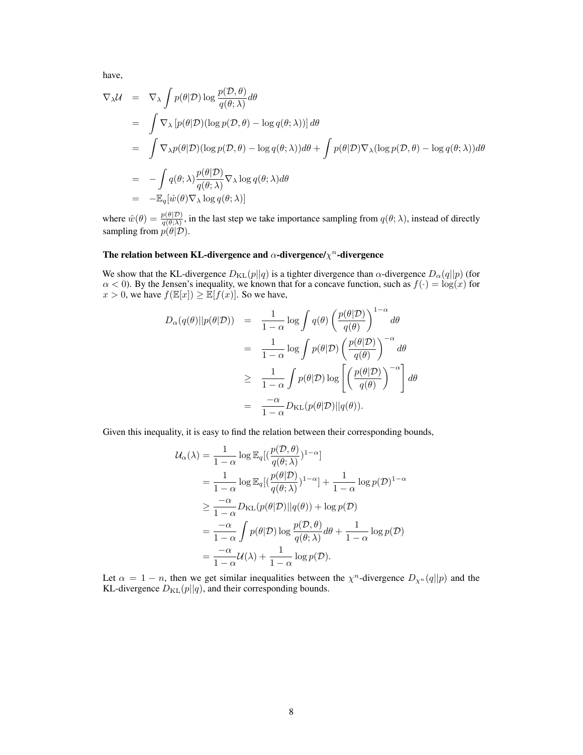have,

$$
\begin{aligned}
\nabla_\lambda \mathcal{U} &= \nabla_\lambda \int p(\theta|\mathcal{D}) \log \frac{p(\mathcal{D}, \theta)}{q(\theta; \lambda)} d\theta \\
&= \int \nabla_\lambda \left[ p(\theta|\mathcal{D}) (\log p(\mathcal{D}, \theta) - \log q(\theta; \lambda)) \right] d\theta \\
&= \int \nabla_\lambda p(\theta|\mathcal{D}) (\log p(\mathcal{D}, \theta) - \log q(\theta; \lambda)) d\theta + \int p(\theta|\mathcal{D}) \nabla_\lambda (\log p(\mathcal{D}, \theta) - \log q(\theta; \lambda)) d\theta \\
&= -\int q(\theta; \lambda) \frac{p(\theta|\mathcal{D})}{q(\theta; \lambda)} \nabla_\lambda \log q(\theta; \lambda) d\theta \\
&= -\mathbb{E}_q[\hat{w}(\theta) \nabla_\lambda \log q(\theta; \lambda)]
\end{aligned}
$$

where $\hat{w}(\theta) = \frac{p(\theta|\mathcal{D})}{q(\theta;\lambda)}$, in the last step we take importance sampling from $q(\theta; \lambda)$, instead of directly sampling from $p(\theta|\mathcal{D})$.

**The relation between KL-divergence and $\alpha$-divergence/$\chi^n$-divergence**

We show that the KL-divergence $D_{\mathrm{KL}}(p||q)$ is a tighter divergence than $\alpha$-divergence $D_\alpha(q||p)$ (for $\alpha < 0$). By the Jensen's inequality, we known that for a concave function, such as $f(\cdot) = \log(x)$ for $x > 0$, we have $f(\mathbb{E}[x]) \geq \mathbb{E}[f(x)]$. So we have,

$$
\begin{aligned}
D_\alpha(q(\theta)||p(\theta|\mathcal{D})) &= \frac{1}{1-\alpha} \log \int q(\theta) \left( \frac{p(\theta|\mathcal{D})}{q(\theta)} \right)^{1-\alpha} d\theta \\
&= \frac{1}{1-\alpha} \log \int p(\theta|\mathcal{D}) \left( \frac{p(\theta|\mathcal{D})}{q(\theta)} \right)^{-\alpha} d\theta \\
&\geq \frac{1}{1-\alpha} \int p(\theta|\mathcal{D}) \log \left[ \left( \frac{p(\theta|\mathcal{D})}{q(\theta)} \right)^{-\alpha} \right] d\theta \\
&= \frac{-\alpha}{1-\alpha} D_{\mathrm{KL}}(p(\theta|\mathcal{D})||q(\theta)).
\end{aligned}
$$

Given this inequality, it is easy to find the relation between their corresponding bounds,

$$
\begin{aligned}
\mathcal{U}_\alpha(\lambda) &= \frac{1}{1-\alpha} \log \mathbb{E}_q[(\frac{p(\mathcal{D}, \theta)}{q(\theta; \lambda)})^{1-\alpha}] \\
&= \frac{1}{1-\alpha} \log \mathbb{E}_q[(\frac{p(\theta|\mathcal{D})}{q(\theta; \lambda)})^{1-\alpha}] + \frac{1}{1-\alpha} \log p(\mathcal{D})^{1-\alpha} \\
&\geq \frac{-\alpha}{1-\alpha} D_{\mathrm{KL}}(p(\theta|\mathcal{D})||q(\theta)) + \log p(\mathcal{D}) \\
&= \frac{-\alpha}{1-\alpha} \int p(\theta|\mathcal{D}) \log \frac{p(\mathcal{D}, \theta)}{q(\theta; \lambda)} d\theta + \frac{1}{1-\alpha} \log p(\mathcal{D}) \\
&= \frac{-\alpha}{1-\alpha} \mathcal{U}(\lambda) + \frac{1}{1-\alpha} \log p(\mathcal{D}).
\end{aligned}
$$

Let $\alpha = 1 - n$, then we get similar inequalities between the $\chi^n$-divergence $D_{\chi^n}(q||p)$ and the KL-divergence $D_{\mathrm{KL}}(p||q)$, and their corresponding bounds.